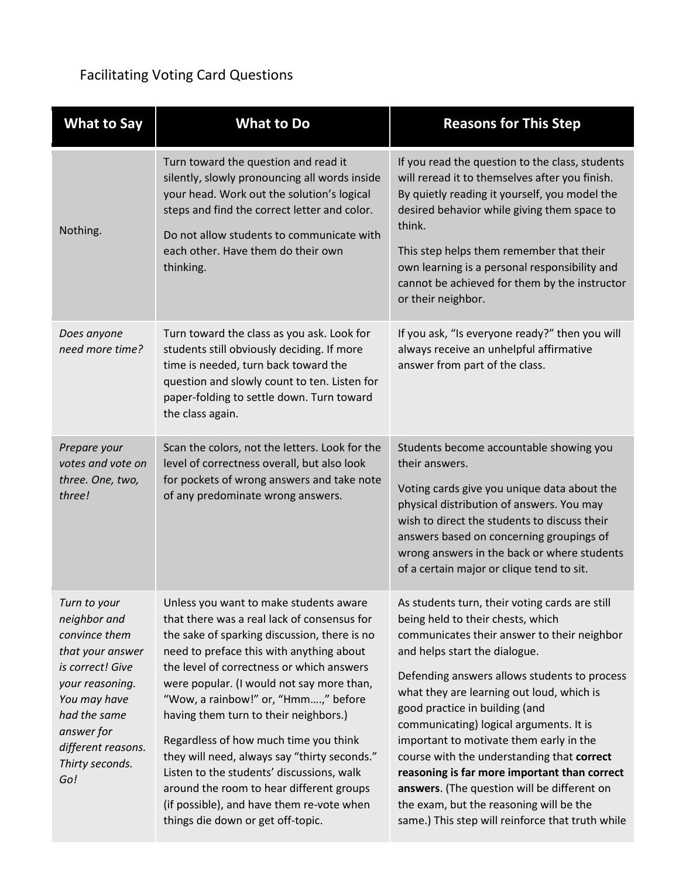Facilitating Voting Card Questions

| What to Say | What to Do | Reasons for This Step |
|---|---|---|
| Nothing. | Turn toward the question and read it silently, slowly pronouncing all words inside your head. Work out the solution's logical steps and find the correct letter and color.<br><br>Do not allow students to communicate with each other. Have them do their own thinking. | If you read the question to the class, students will reread it to themselves after you finish. By quietly reading it yourself, you model the desired behavior while giving them space to think.<br><br>This step helps them remember that their own learning is a personal responsibility and cannot be achieved for them by the instructor or their neighbor. |
| *Does anyone need more time?* | Turn toward the class as you ask. Look for students still obviously deciding. If more time is needed, turn back toward the question and slowly count to ten. Listen for paper-folding to settle down. Turn toward the class again. | If you ask, "Is everyone ready?" then you will always receive an unhelpful affirmative answer from part of the class. |
| *Prepare your votes and vote on three. One, two, three!* | Scan the colors, not the letters. Look for the level of correctness overall, but also look for pockets of wrong answers and take note of any predominate wrong answers. | Students become accountable showing you their answers.<br><br>Voting cards give you unique data about the physical distribution of answers. You may wish to direct the students to discuss their answers based on concerning groupings of wrong answers in the back or where students of a certain major or clique tend to sit. |
| *Turn to your neighbor and convince them that your answer is correct! Give your reasoning. You may have had the same answer for different reasons. Thirty seconds. Go!* | Unless you want to make students aware that there was a real lack of consensus for the sake of sparking discussion, there is no need to preface this with anything about the level of correctness or which answers were popular. (I would not say more than, "Wow, a rainbow!" or, "Hmm….," before having them turn to their neighbors.)<br><br>Regardless of how much time you think they will need, always say "thirty seconds." Listen to the students' discussions, walk around the room to hear different groups (if possible), and have them re-vote when things die down or get off-topic. | As students turn, their voting cards are still being held to their chests, which communicates their answer to their neighbor and helps start the dialogue.<br><br>Defending answers allows students to process what they are learning out loud, which is good practice in building (and communicating) logical arguments. It is important to motivate them early in the course with the understanding that **correct reasoning is far more important than correct answers**. (The question will be different on the exam, but the reasoning will be the same.) This step will reinforce that truth while |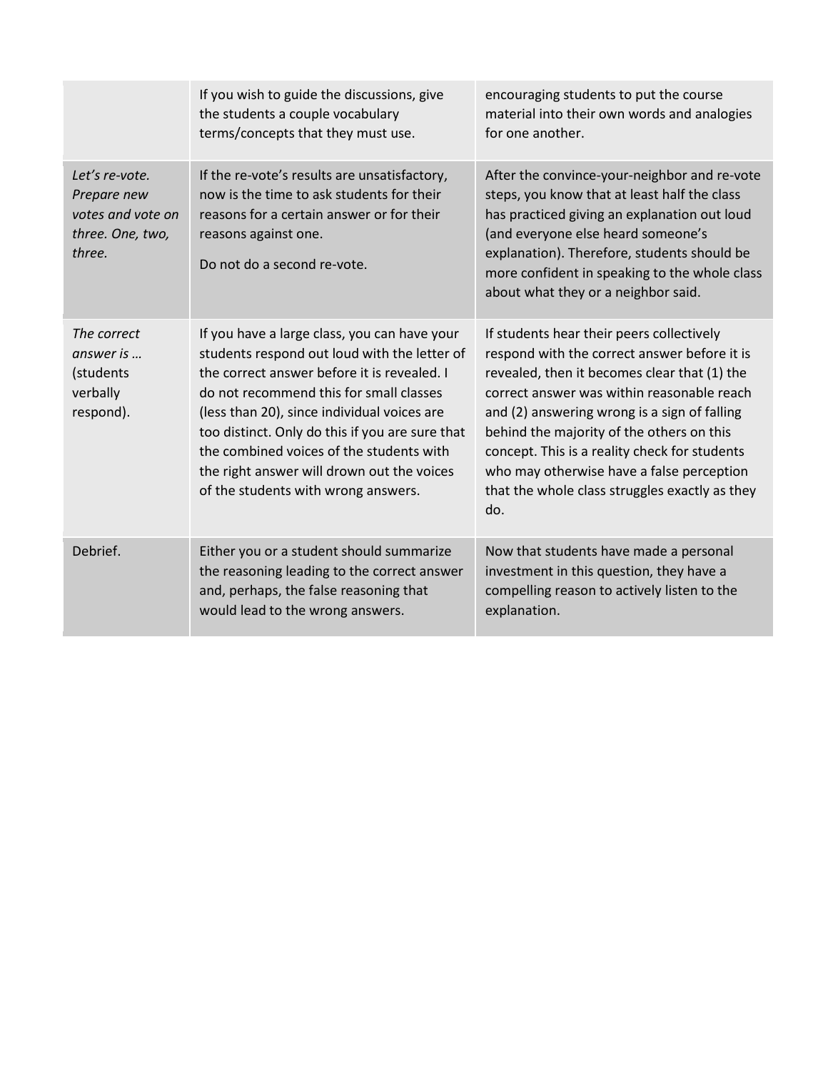| | | |
|---|---|---|
| | If you wish to guide the discussions, give the students a couple vocabulary terms/concepts that they must use. | encouraging students to put the course material into their own words and analogies for one another. |
| *Let's re-vote. Prepare new votes and vote on three. One, two, three.* | If the re-vote's results are unsatisfactory, now is the time to ask students for their reasons for a certain answer or for their reasons against one.<br><br>Do not do a second re-vote. | After the convince-your-neighbor and re-vote steps, you know that at least half the class has practiced giving an explanation out loud (and everyone else heard someone's explanation). Therefore, students should be more confident in speaking to the whole class about what they or a neighbor said. |
| *The correct answer is …* (students verbally respond). | If you have a large class, you can have your students respond out loud with the letter of the correct answer before it is revealed. I do not recommend this for small classes (less than 20), since individual voices are too distinct. Only do this if you are sure that the combined voices of the students with the right answer will drown out the voices of the students with wrong answers. | If students hear their peers collectively respond with the correct answer before it is revealed, then it becomes clear that (1) the correct answer was within reasonable reach and (2) answering wrong is a sign of falling behind the majority of the others on this concept. This is a reality check for students who may otherwise have a false perception that the whole class struggles exactly as they do. |
| Debrief. | Either you or a student should summarize the reasoning leading to the correct answer and, perhaps, the false reasoning that would lead to the wrong answers. | Now that students have made a personal investment in this question, they have a compelling reason to actively listen to the explanation. |